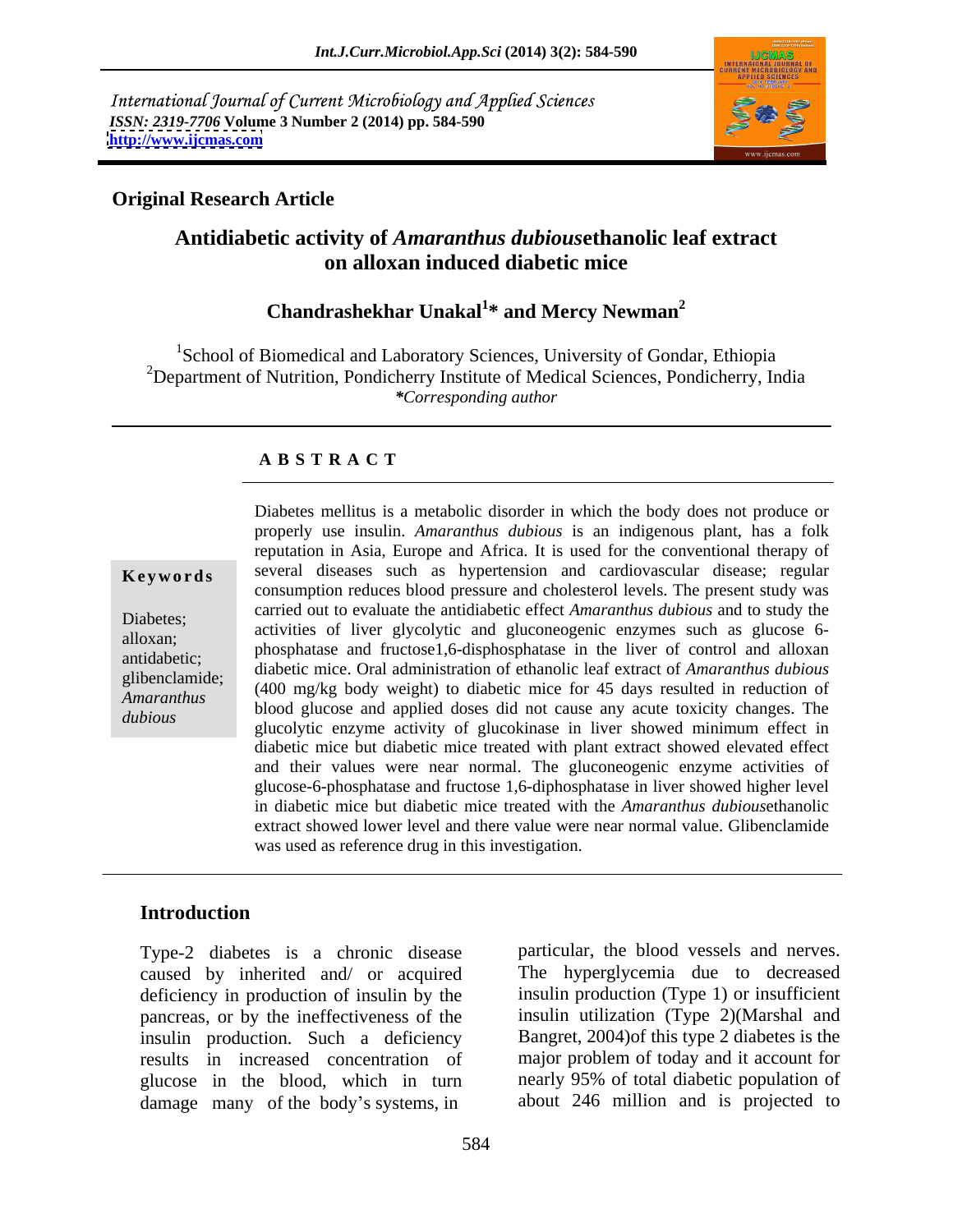International Journal of Current Microbiology and Applied Sciences
*ISSN: 2319-7706* **Volume 3 Number 2 (2014) pp. 584-590**
**http://www.ijcmas.com**

**Original Research Article**

# Antidiabetic activity of *Amaranthus dubious*ethanolic leaf extract on alloxan induced diabetic mice

**Chandrashekhar Unakal[1]* and Mercy Newman[2]**

[1]School of Biomedical and Laboratory Sciences, University of Gondar, Ethiopia
[2]Department of Nutrition, Pondicherry Institute of Medical Sciences, Pondicherry, India
**\****Corresponding author*

## ABSTRACT

**Keywords**

Diabetes; alloxan; antidiabetic; glibenclamide; *Amaranthus dubious*

Diabetes mellitus is a metabolic disorder in which the body does not produce or properly use insulin. *Amaranthus dubious* is an indigenous plant, has a folk reputation in Asia, Europe and Africa. It is used for the conventional therapy of several diseases such as hypertension and cardiovascular disease; regular consumption reduces blood pressure and cholesterol levels. The present study was carried out to evaluate the antidiabetic effect *Amaranthus dubious* and to study the activities of liver glycolytic and gluconeogenic enzymes such as glucose 6-phosphatase and fructose1,6-disphosphatase in the liver of control and alloxan diabetic mice. Oral administration of ethanolic leaf extract of *Amaranthus dubious* (400 mg/kg body weight) to diabetic mice for 45 days resulted in reduction of blood glucose and applied doses did not cause any acute toxicity changes. The glucolytic enzyme activity of glucokinase in liver showed minimum effect in diabetic mice but diabetic mice treated with plant extract showed elevated effect and their values were near normal. The gluconeogenic enzyme activities of glucose-6-phosphatase and fructose 1,6-diphosphatase in liver showed higher level in diabetic mice but diabetic mice treated with the *Amaranthus dubious*ethanolic extract showed lower level and there value were near normal value. Glibenclamide was used as reference drug in this investigation.

## Introduction

Type-2 diabetes is a chronic disease caused by inherited and/ or acquired deficiency in production of insulin by the pancreas, or by the ineffectiveness of the insulin production. Such a deficiency results in increased concentration of glucose in the blood, which in turn damage many of the body's systems, in particular, the blood vessels and nerves. The hyperglycemia due to decreased insulin production (Type 1) or insufficient insulin utilization (Type 2)(Marshal and Bangret, 2004)of this type 2 diabetes is the major problem of today and it account for nearly 95% of total diabetic population of about 246 million and is projected to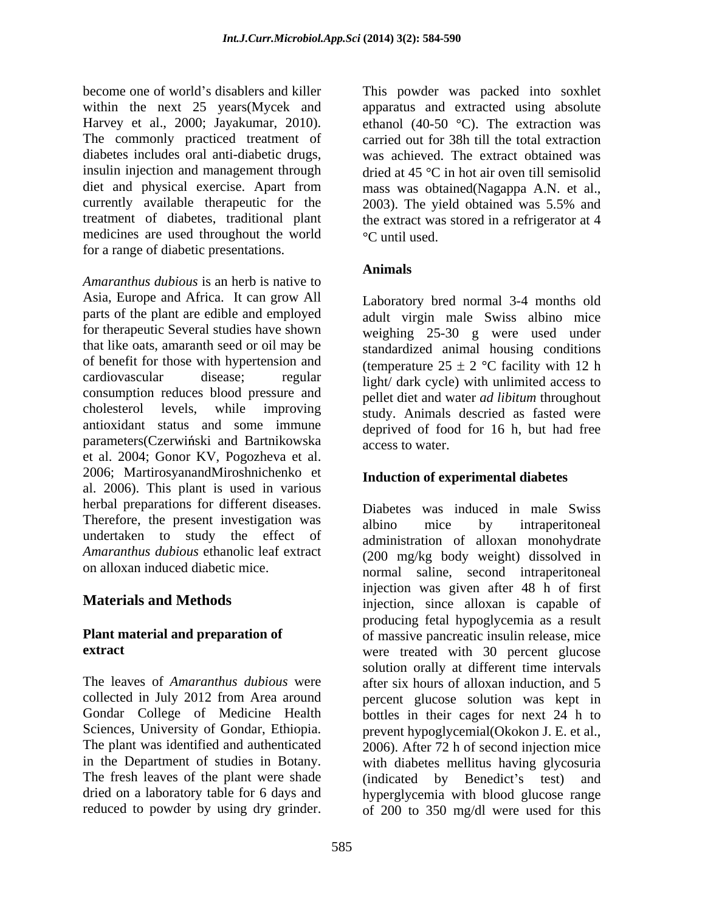become one of world's disablers and killer within the next 25 years(Mycek and Harvey et al., 2000; Jayakumar, 2010). The commonly practiced treatment of diabetes includes oral anti-diabetic drugs, insulin injection and management through diet and physical exercise. Apart from currently available therapeutic for the treatment of diabetes, traditional plant medicines are used throughout the world for a range of diabetic presentations.

*Amaranthus dubious* is an herb is native to Asia, Europe and Africa. It can grow All parts of the plant are edible and employed for therapeutic Several studies have shown that like oats, amaranth seed or oil may be of benefit for those with hypertension and cardiovascular disease; regular consumption reduces blood pressure and cholesterol levels, while improving antioxidant status and some immune parameters(Czerwiński and Bartnikowska et al. 2004; Gonor KV, Pogozheva et al. 2006; MartirosyanandMiroshnichenko et al. 2006). This plant is used in various herbal preparations for different diseases. Therefore, the present investigation was undertaken to study the effect of *Amaranthus dubious* ethanolic leaf extract on alloxan induced diabetic mice.

## Materials and Methods

### Plant material and preparation of extract

The leaves of *Amaranthus dubious* were collected in July 2012 from Area around Gondar College of Medicine Health Sciences, University of Gondar, Ethiopia. The plant was identified and authenticated in the Department of studies in Botany. The fresh leaves of the plant were shade dried on a laboratory table for 6 days and reduced to powder by using dry grinder. This powder was packed into soxhlet apparatus and extracted using absolute ethanol (40-50 °C). The extraction was carried out for 38h till the total extraction was achieved. The extract obtained was dried at 45 °C in hot air oven till semisolid mass was obtained(Nagappa A.N. et al., 2003). The yield obtained was 5.5% and the extract was stored in a refrigerator at 4 °C until used.

### Animals

Laboratory bred normal 3-4 months old adult virgin male Swiss albino mice weighing 25-30 g were used under standardized animal housing conditions (temperature $25 \pm 2$ °C facility with 12 h light/ dark cycle) with unlimited access to pellet diet and water *ad libitum* throughout study. Animals descried as fasted were deprived of food for 16 h, but had free access to water.

### Induction of experimental diabetes

Diabetes was induced in male Swiss albino mice by intraperitoneal administration of alloxan monohydrate (200 mg/kg body weight) dissolved in normal saline, second intraperitoneal injection was given after 48 h of first injection, since alloxan is capable of producing fetal hypoglycemia as a result of massive pancreatic insulin release, mice were treated with 30 percent glucose solution orally at different time intervals after six hours of alloxan induction, and 5 percent glucose solution was kept in bottles in their cages for next 24 h to prevent hypoglycemial(Okokon J. E. et al., 2006). After 72 h of second injection mice with diabetes mellitus having glycosuria (indicated by Benedict's test) and hyperglycemia with blood glucose range of 200 to 350 mg/dl were used for this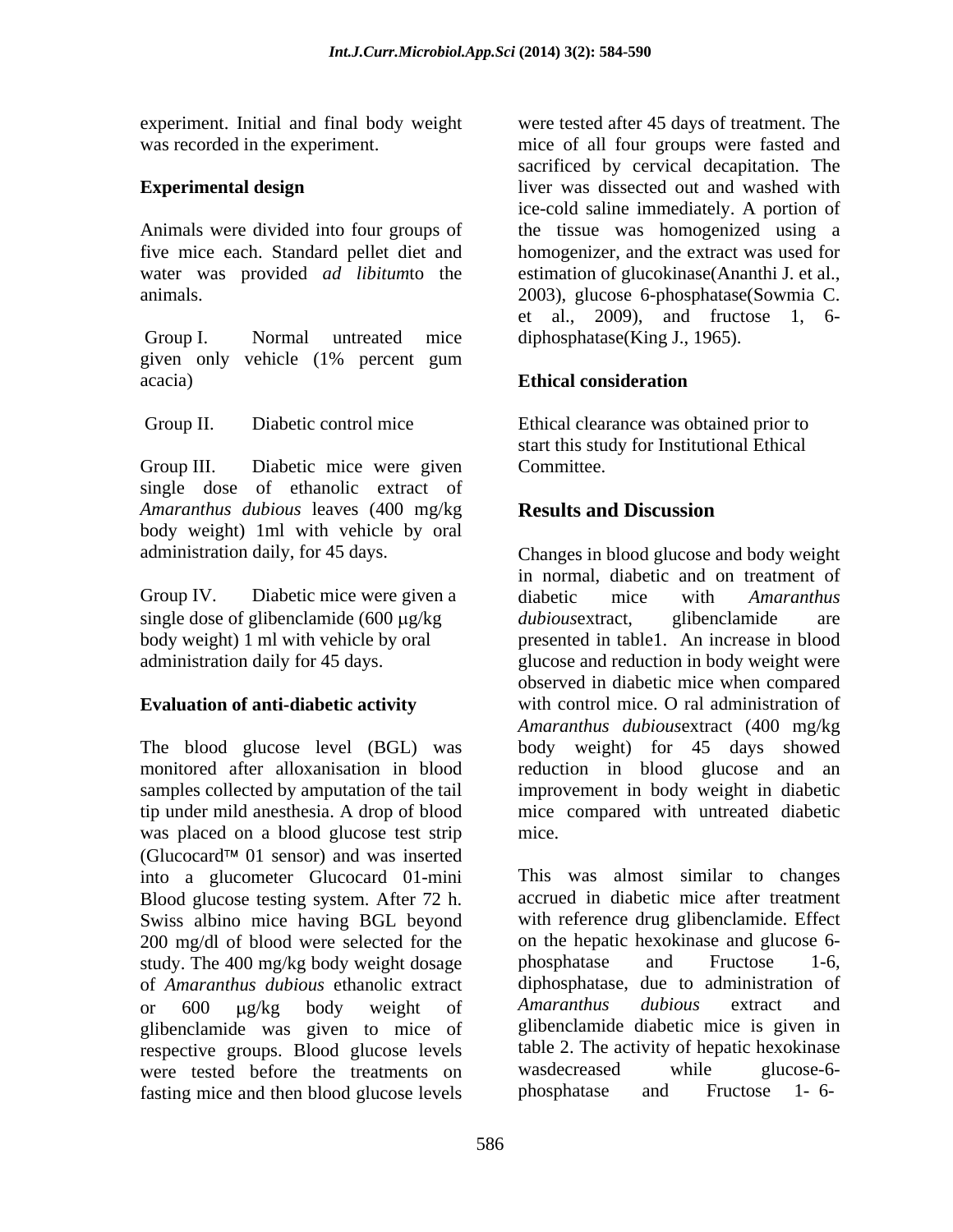experiment. Initial and final body weight was recorded in the experiment.

**Experimental design**

Animals were divided into four groups of five mice each. Standard pellet diet and water was provided *ad libitum*to the animals.

Group I. Normal untreated mice given only vehicle (1% percent gum acacia)

Group II. Diabetic control mice

Group III. Diabetic mice were given single dose of ethanolic extract of *Amaranthus dubious* leaves (400 mg/kg body weight) 1ml with vehicle by oral administration daily, for 45 days.

Group IV. Diabetic mice were given a single dose of glibenclamide (600 μg/kg body weight) 1 ml with vehicle by oral administration daily for 45 days.

**Evaluation of anti-diabetic activity**

The blood glucose level (BGL) was monitored after alloxanisation in blood samples collected by amputation of the tail tip under mild anesthesia. A drop of blood was placed on a blood glucose test strip (Glucocard™ 01 sensor) and was inserted into a glucometer Glucocard 01-mini Blood glucose testing system. After 72 h. Swiss albino mice having BGL beyond 200 mg/dl of blood were selected for the study. The 400 mg/kg body weight dosage of *Amaranthus dubious* ethanolic extract or 600 μg/kg body weight of glibenclamide was given to mice of respective groups. Blood glucose levels were tested before the treatments on fasting mice and then blood glucose levels were tested after 45 days of treatment. The mice of all four groups were fasted and sacrificed by cervical decapitation. The liver was dissected out and washed with ice-cold saline immediately. A portion of the tissue was homogenized using a homogenizer, and the extract was used for estimation of glucokinase(Ananthi J. et al., 2003), glucose 6-phosphatase(Sowmia C. et al., 2009), and fructose 1, 6-diphosphatase(King J., 1965).

**Ethical consideration**

Ethical clearance was obtained prior to start this study for Institutional Ethical Committee.

## Results and Discussion

Changes in blood glucose and body weight in normal, diabetic and on treatment of diabetic mice with *Amaranthus dubious*extract, glibenclamide are presented in table1. An increase in blood glucose and reduction in body weight were observed in diabetic mice when compared with control mice. O ral administration of *Amaranthus dubious*extract (400 mg/kg body weight) for 45 days showed reduction in blood glucose and an improvement in body weight in diabetic mice compared with untreated diabetic mice.

This was almost similar to changes accrued in diabetic mice after treatment with reference drug glibenclamide. Effect on the hepatic hexokinase and glucose 6-phosphatase and Fructose 1-6, diphosphatase, due to administration of *Amaranthus dubious* extract and glibenclamide diabetic mice is given in table 2. The activity of hepatic hexokinase wasdecreased while glucose-6-phosphatase and Fructose 1- 6-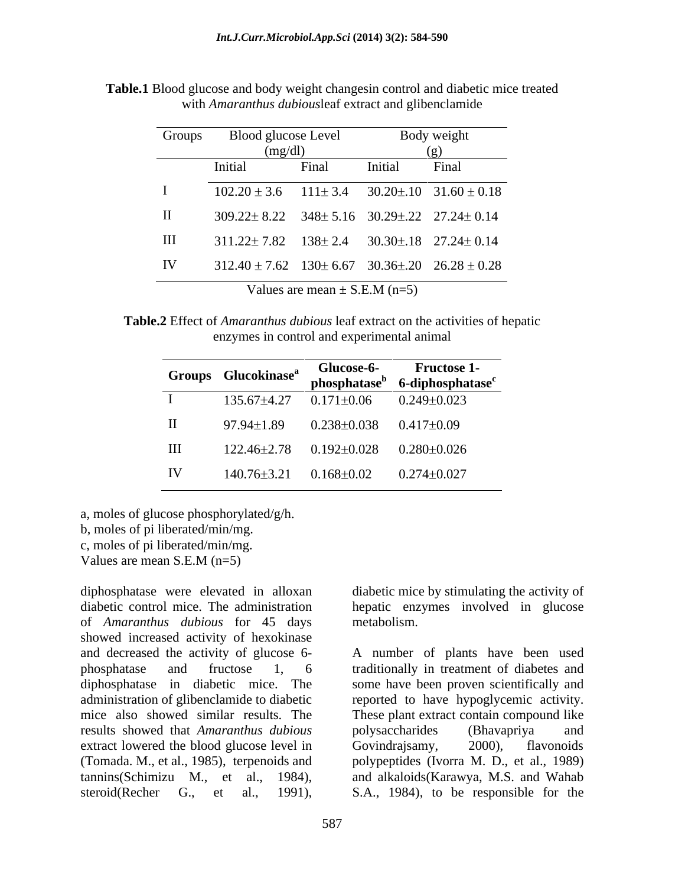**Table.1** Blood glucose and body weight changesin control and diabetic mice treated with *Amaranthus dubious*leaf extract and glibenclamide

| Groups | Blood glucose Level (mg/dl) | | Body weight (g) | |
|---|---|---|---|---|
| | Initial | Final | Initial | Final |
| I | 102.20 ± 3.6 | 111± 3.4 | 30.20±.10 | 31.60 ± 0.18 |
| II | 309.22± 8.22 | 348± 5.16 | 30.29±.22 | 27.24± 0.14 |
| III | 311.22± 7.82 | 138± 2.4 | 30.30±.18 | 27.24± 0.14 |
| IV | 312.40 ± 7.62 | 130± 6.67 | 30.36±.20 | 26.28 ± 0.28 |

Values are mean ± S.E.M (n=5)

**Table.2** Effect of *Amaranthus dubious* leaf extract on the activities of hepatic enzymes in control and experimental animal

| Groups | Glucokinase[a] | Glucose-6-phosphatase[b] | Fructose 1-6-diphosphatase[c] |
|---|---|---|---|
| I | 135.67±4.27 | 0.171±0.06 | 0.249±0.023 |
| II | 97.94±1.89 | 0.238±0.038 | 0.417±0.09 |
| III | 122.46±2.78 | 0.192±0.028 | 0.280±0.026 |
| IV | 140.76±3.21 | 0.168±0.02 | 0.274±0.027 |

a, moles of glucose phosphorylated/g/h.
b, moles of pi liberated/min/mg.
c, moles of pi liberated/min/mg.
Values are mean S.E.M (n=5)

diphosphatase were elevated in alloxan diabetic control mice. The administration of *Amaranthus dubious* for 45 days showed increased activity of hexokinase and decreased the activity of glucose 6-phosphatase and fructose 1, 6 diphosphatase in diabetic mice. The administration of glibenclamide to diabetic mice also showed similar results. The results showed that *Amaranthus dubious* extract lowered the blood glucose level in diabetic mice by stimulating the activity of hepatic enzymes involved in glucose metabolism.

A number of plants have been used traditionally in treatment of diabetes and some have been proven scientifically and reported to have hypoglycemic activity. These plant extract contain compound like polysaccharides (Bhavapriya and Govindrajsamy, 2000), flavonoids (Tomada. M., et al., 1985), terpenoids and tannins(Schimizu M., et al., 1984), steroid(Recher G., et al., 1991), polypeptides (Ivorra M. D., et al., 1989) and alkaloids(Karawya, M.S. and Wahab S.A., 1984), to be responsible for the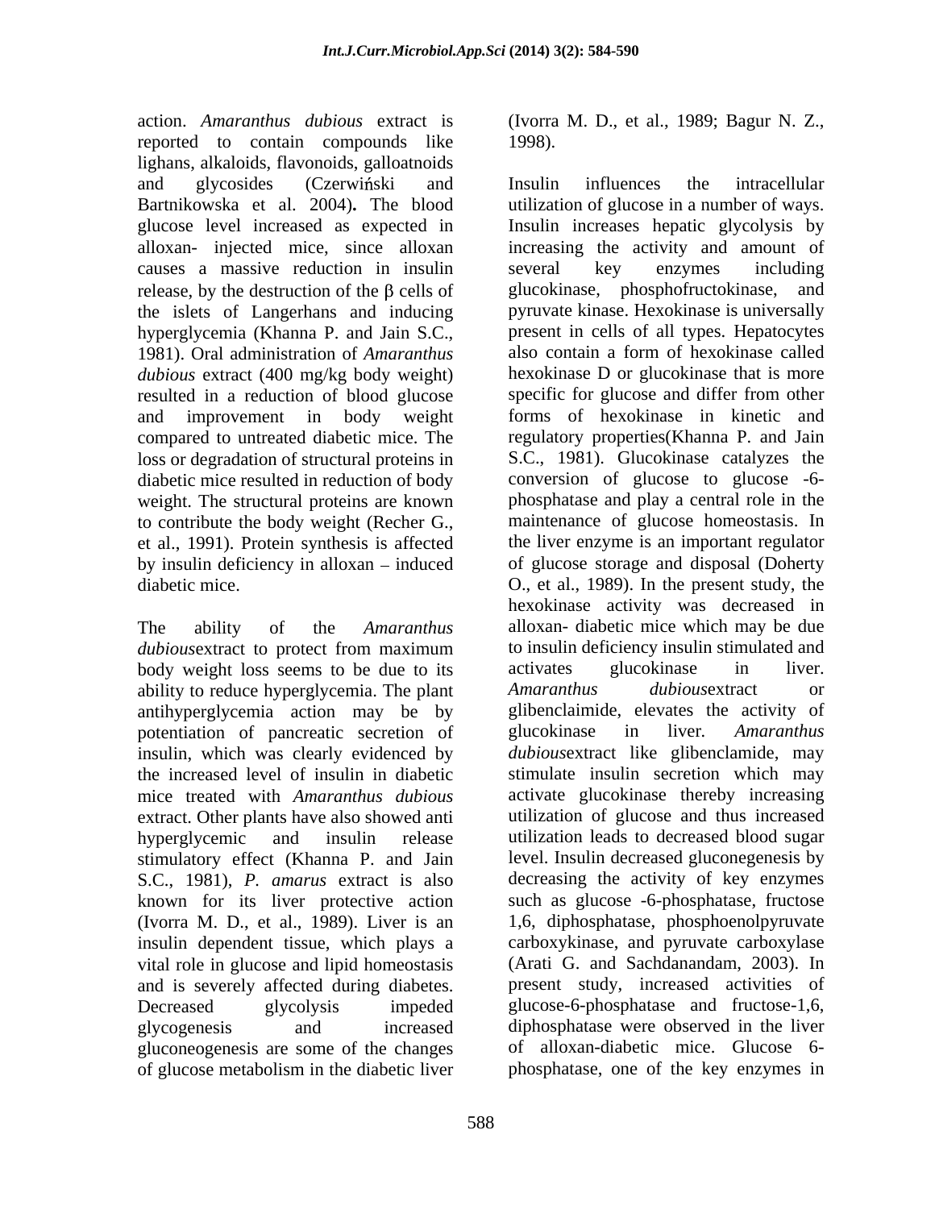action. *Amaranthus dubious* extract is reported to contain compounds like lighans, alkaloids, flavonoids, galloatnoids and glycosides (Czerwiński and Bartnikowska et al. 2004). The blood glucose level increased as expected in alloxan- injected mice, since alloxan causes a massive reduction in insulin release, by the destruction of the β cells of the islets of Langerhans and inducing hyperglycemia (Khanna P. and Jain S.C., 1981). Oral administration of *Amaranthus dubious* extract (400 mg/kg body weight) resulted in a reduction of blood glucose and improvement in body weight compared to untreated diabetic mice. The loss or degradation of structural proteins in diabetic mice resulted in reduction of body weight. The structural proteins are known to contribute the body weight (Recher G., et al., 1991). Protein synthesis is affected by insulin deficiency in alloxan – induced diabetic mice.

The ability of the *Amaranthus dubious*extract to protect from maximum body weight loss seems to be due to its ability to reduce hyperglycemia. The plant antihyperglycemia action may be by potentiation of pancreatic secretion of insulin, which was clearly evidenced by the increased level of insulin in diabetic mice treated with *Amaranthus dubious* extract. Other plants have also showed anti hyperglycemic and insulin release stimulatory effect (Khanna P. and Jain S.C., 1981), *P. amarus* extract is also known for its liver protective action (Ivorra M. D., et al., 1989). Liver is an insulin dependent tissue, which plays a vital role in glucose and lipid homeostasis and is severely affected during diabetes. Decreased glycolysis impeded glycogenesis and increased gluconeogenesis are some of the changes of glucose metabolism in the diabetic liver (Ivorra M. D., et al., 1989; Bagur N. Z., 1998).

Insulin influences the intracellular utilization of glucose in a number of ways. Insulin increases hepatic glycolysis by increasing the activity and amount of several key enzymes including glucokinase, phosphofructokinase, and pyruvate kinase. Hexokinase is universally present in cells of all types. Hepatocytes also contain a form of hexokinase called hexokinase D or glucokinase that is more specific for glucose and differ from other forms of hexokinase in kinetic and regulatory properties(Khanna P. and Jain S.C., 1981). Glucokinase catalyzes the conversion of glucose to glucose -6-phosphatase and play a central role in the maintenance of glucose homeostasis. In the liver enzyme is an important regulator of glucose storage and disposal (Doherty O., et al., 1989). In the present study, the hexokinase activity was decreased in alloxan- diabetic mice which may be due to insulin deficiency insulin stimulated and activates glucokinase in liver. *Amaranthus dubious*extract or glibenclaimide, elevates the activity of glucokinase in liver. *Amaranthus dubious*extract like glibenclamide, may stimulate insulin secretion which may activate glucokinase thereby increasing utilization of glucose and thus increased utilization leads to decreased blood sugar level. Insulin decreased gluconegenesis by decreasing the activity of key enzymes such as glucose -6-phosphatase, fructose 1,6, diphosphatase, phosphoenolpyruvate carboxykinase, and pyruvate carboxylase (Arati G. and Sachdanandam, 2003). In present study, increased activities of glucose-6-phosphatase and fructose-1,6, diphosphatase were observed in the liver of alloxan-diabetic mice. Glucose 6-phosphatase, one of the key enzymes in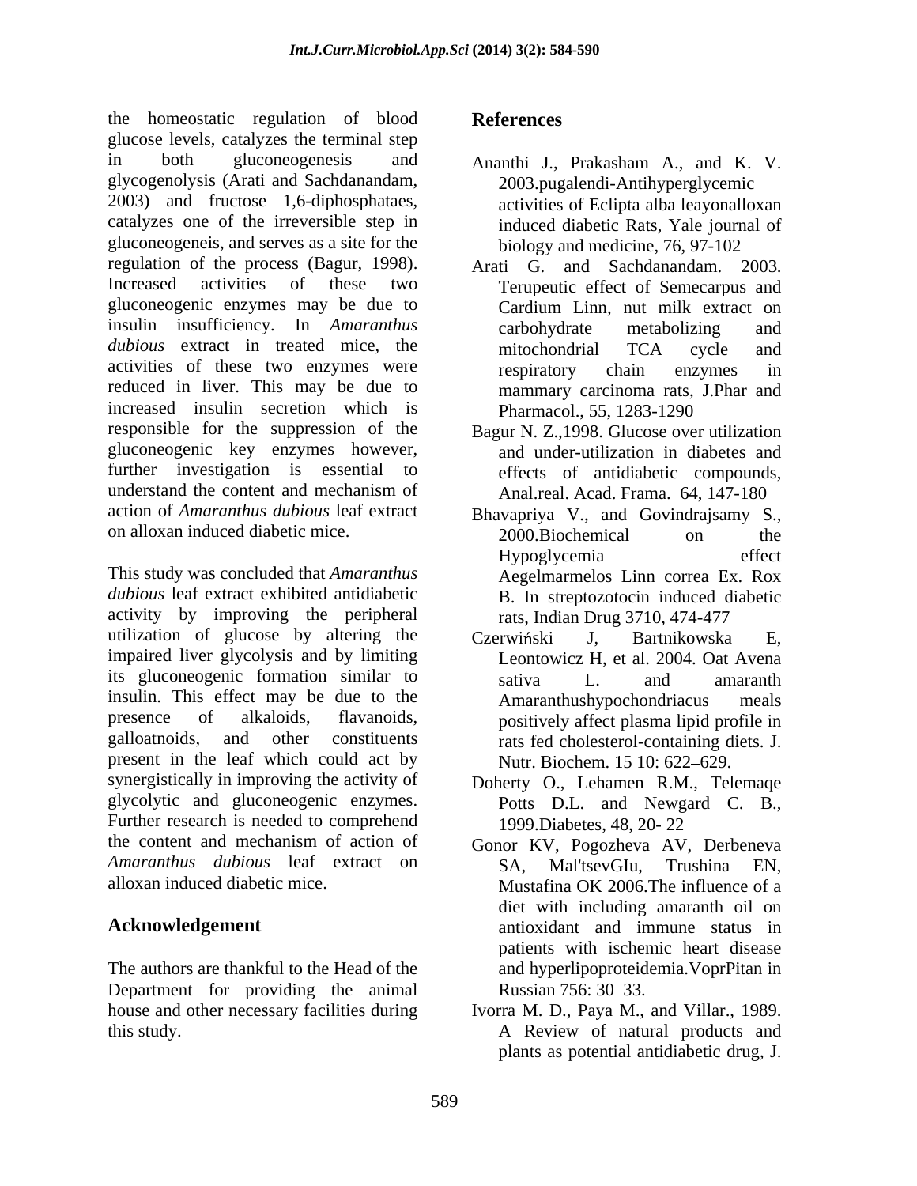the homeostatic regulation of blood glucose levels, catalyzes the terminal step in both gluconeogenesis and glycogenolysis (Arati and Sachdanandam, 2003) and fructose 1,6-diphosphataes, catalyzes one of the irreversible step in gluconeogeneis, and serves as a site for the regulation of the process (Bagur, 1998). Increased activities of these two gluconeogenic enzymes may be due to insulin insufficiency. In *Amaranthus dubious* extract in treated mice, the activities of these two enzymes were reduced in liver. This may be due to increased insulin secretion which is responsible for the suppression of the gluconeogenic key enzymes however, further investigation is essential to understand the content and mechanism of action of *Amaranthus dubious* leaf extract on alloxan induced diabetic mice.

This study was concluded that *Amaranthus dubious* leaf extract exhibited antidiabetic activity by improving the peripheral utilization of glucose by altering the impaired liver glycolysis and by limiting its gluconeogenic formation similar to insulin. This effect may be due to the presence of alkaloids, flavanoids, galloatnoids, and other constituents present in the leaf which could act by synergistically in improving the activity of glycolytic and gluconeogenic enzymes. Further research is needed to comprehend the content and mechanism of action of *Amaranthus dubious* leaf extract on alloxan induced diabetic mice.

## Acknowledgement

The authors are thankful to the Head of the Department for providing the animal house and other necessary facilities during this study.

## References

Ananthi J., Prakasham A., and K. V. 2003.pugalendi-Antihyperglycemic activities of Eclipta alba leayonalloxan induced diabetic Rats, Yale journal of biology and medicine, 76, 97-102

Arati G. and Sachdanandam. 2003. Terupeutic effect of Semecarpus and Cardium Linn, nut milk extract on carbohydrate metabolizing and mitochondrial TCA cycle and respiratory chain enzymes in mammary carcinoma rats, J.Phar and Pharmacol., 55, 1283-1290

Bagur N. Z.,1998. Glucose over utilization and under-utilization in diabetes and effects of antidiabetic compounds, Anal.real. Acad. Frama. 64, 147-180

Bhavapriya V., and Govindrajsamy S., 2000.Biochemical on the Hypoglycemia effect Aegelmarmelos Linn correa Ex. Rox B. In streptozotocin induced diabetic rats, Indian Drug 3710, 474-477

Czerwiński J, Bartnikowska E, Leontowicz H, et al. 2004. Oat Avena sativa L. and amaranth Amaranthushypochondriacus meals positively affect plasma lipid profile in rats fed cholesterol-containing diets. J. Nutr. Biochem. 15 10: 622–629.

Doherty O., Lehamen R.M., Telemaqe Potts D.L. and Newgard C. B., 1999.Diabetes, 48, 20- 22

Gonor KV, Pogozheva AV, Derbeneva SA, Mal'tsevGIu, Trushina EN, Mustafina OK 2006.The influence of a diet with including amaranth oil on antioxidant and immune status in patients with ischemic heart disease and hyperlipoproteidemia.VoprPitan in Russian 756: 30–33.

Ivorra M. D., Paya M., and Villar., 1989. A Review of natural products and plants as potential antidiabetic drug, J.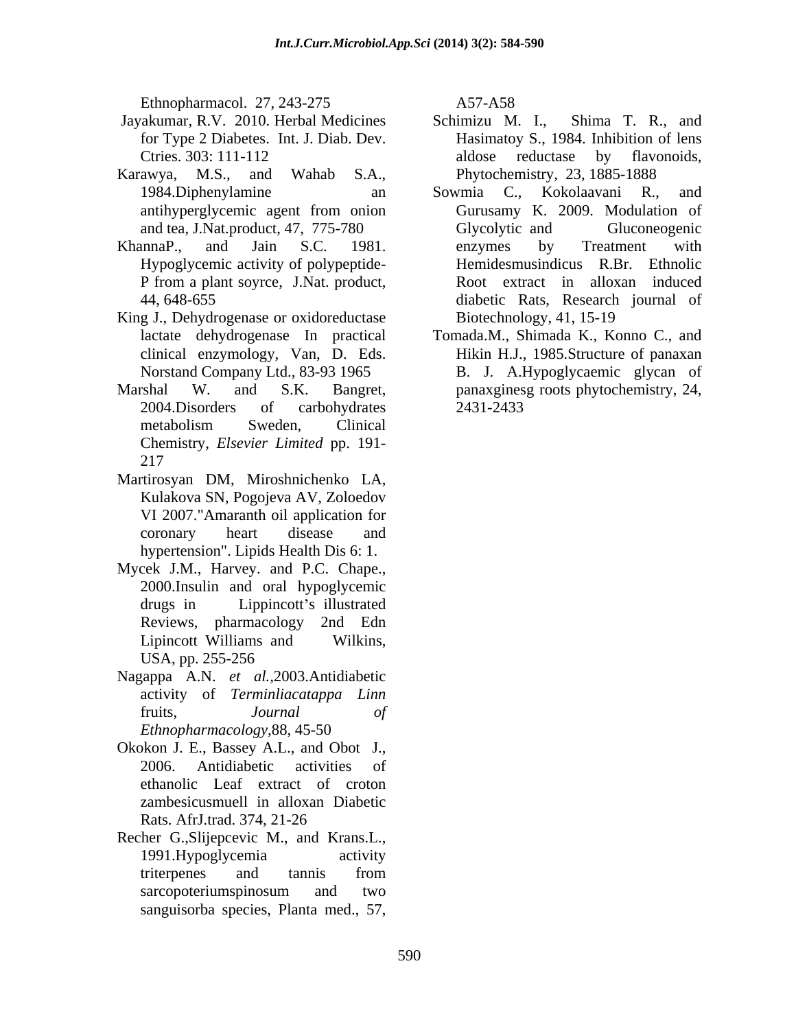Ethnopharmacol. 27, 243-275

Jayakumar, R.V. 2010. Herbal Medicines for Type 2 Diabetes. Int. J. Diab. Dev. Ctries. 303: 111-112

Karawya, M.S., and Wahab S.A., 1984.Diphenylamine an antihyperglycemic agent from onion and tea, J.Nat.product, 47, 775-780

KhannaP., and Jain S.C. 1981. Hypoglycemic activity of polypeptide-P from a plant soyrce, J.Nat. product, 44, 648-655

King J., Dehydrogenase or oxidoreductase lactate dehydrogenase In practical clinical enzymology, Van, D. Eds. Norstand Company Ltd., 83-93 1965

Marshal W. and S.K. Bangret, 2004.Disorders of carbohydrates metabolism Sweden, Clinical Chemistry, *Elsevier Limited* pp. 191-217

Martirosyan DM, Miroshnichenko LA, Kulakova SN, Pogojeva AV, Zoloedov VI 2007."Amaranth oil application for coronary heart disease and hypertension". Lipids Health Dis 6: 1.

Mycek J.M., Harvey. and P.C. Chape., 2000.Insulin and oral hypoglycemic drugs in Lippincott's illustrated Reviews, pharmacology 2nd Edn Lipincott Williams and Wilkins, USA, pp. 255-256

Nagappa A.N. *et al.,*2003.Antidiabetic activity of *Terminliacatappa Linn* fruits, *Journal of Ethnopharmacology,*88, 45-50

Okokon J. E., Bassey A.L., and Obot J., 2006. Antidiabetic activities of ethanolic Leaf extract of croton zambesicusmuell in alloxan Diabetic Rats. AfrJ.trad. 374, 21-26

Recher G.,Slijepcevic M., and Krans.L., 1991.Hypoglycemia activity triterpenes and tannis from sarcopoteriumspinosum and two sanguisorba species, Planta med., 57, A57-A58

Schimizu M. I., Shima T. R., and Hasimatoy S., 1984. Inhibition of lens aldose reductase by flavonoids, Phytochemistry, 23, 1885-1888

Sowmia C., Kokolaavani R., and Gurusamy K. 2009. Modulation of Glycolytic and Gluconeogenic enzymes by Treatment with Hemidesmusindicus R.Br. Ethnolic Root extract in alloxan induced diabetic Rats, Research journal of Biotechnology, 41, 15-19

Tomada.M., Shimada K., Konno C., and Hikin H.J., 1985.Structure of panaxan B. J. A.Hypoglycaemic glycan of panaxginesg roots phytochemistry, 24, 2431-2433